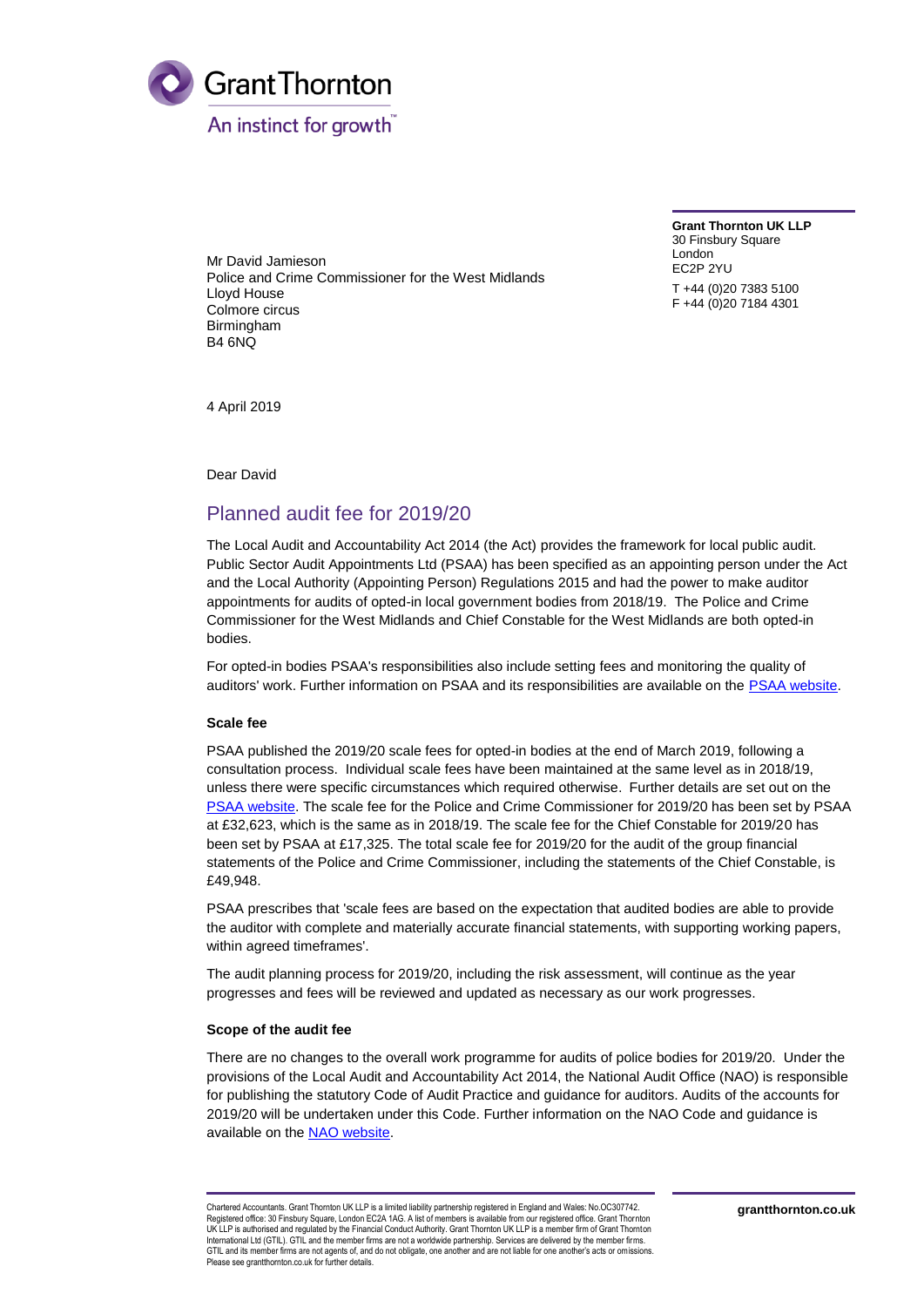Grant Thornton

An instinct for growth™

**Grant Thornton UK LLP**
30 Finsbury Square
London
EC2P 2YU

T +44 (0)20 7383 5100
F +44 (0)20 7184 4301

Mr David Jamieson
Police and Crime Commissioner for the West Midlands
Lloyd House
Colmore circus
Birmingham
B4 6NQ

4 April 2019

Dear David

## Planned audit fee for 2019/20

The Local Audit and Accountability Act 2014 (the Act) provides the framework for local public audit. Public Sector Audit Appointments Ltd (PSAA) has been specified as an appointing person under the Act and the Local Authority (Appointing Person) Regulations 2015 and had the power to make auditor appointments for audits of opted-in local government bodies from 2018/19. The Police and Crime Commissioner for the West Midlands and Chief Constable for the West Midlands are both opted-in bodies.

For opted-in bodies PSAA's responsibilities also include setting fees and monitoring the quality of auditors' work. Further information on PSAA and its responsibilities are available on the PSAA website.

### Scale fee

PSAA published the 2019/20 scale fees for opted-in bodies at the end of March 2019, following a consultation process. Individual scale fees have been maintained at the same level as in 2018/19, unless there were specific circumstances which required otherwise. Further details are set out on the PSAA website. The scale fee for the Police and Crime Commissioner for 2019/20 has been set by PSAA at £32,623, which is the same as in 2018/19. The scale fee for the Chief Constable for 2019/20 has been set by PSAA at £17,325. The total scale fee for 2019/20 for the audit of the group financial statements of the Police and Crime Commissioner, including the statements of the Chief Constable, is £49,948.

PSAA prescribes that 'scale fees are based on the expectation that audited bodies are able to provide the auditor with complete and materially accurate financial statements, with supporting working papers, within agreed timeframes'.

The audit planning process for 2019/20, including the risk assessment, will continue as the year progresses and fees will be reviewed and updated as necessary as our work progresses.

### Scope of the audit fee

There are no changes to the overall work programme for audits of police bodies for 2019/20. Under the provisions of the Local Audit and Accountability Act 2014, the National Audit Office (NAO) is responsible for publishing the statutory Code of Audit Practice and guidance for auditors. Audits of the accounts for 2019/20 will be undertaken under this Code. Further information on the NAO Code and guidance is available on the NAO website.

Chartered Accountants. Grant Thornton UK LLP is a limited liability partnership registered in England and Wales: No.OC307742. Registered office: 30 Finsbury Square, London EC2A 1AG. A list of members is available from our registered office. Grant Thornton UK LLP is authorised and regulated by the Financial Conduct Authority. Grant Thornton UK LLP is a member firm of Grant Thornton International Ltd (GTIL). GTIL and the member firms are not a worldwide partnership. Services are delivered by the member firms. GTIL and its member firms are not agents of, and do not obligate, one another and are not liable for one another's acts or omissions. Please see grantthornton.co.uk for further details.

grantthornton.co.uk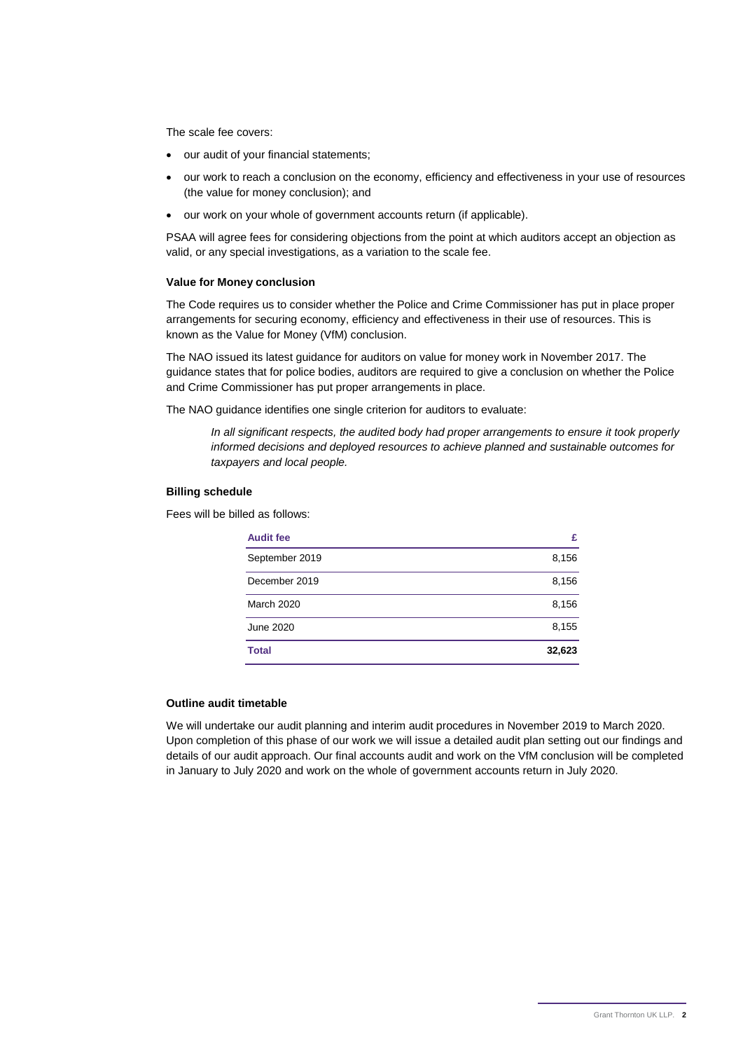The scale fee covers:

- our audit of your financial statements;
- our work to reach a conclusion on the economy, efficiency and effectiveness in your use of resources (the value for money conclusion); and
- our work on your whole of government accounts return (if applicable).

PSAA will agree fees for considering objections from the point at which auditors accept an objection as valid, or any special investigations, as a variation to the scale fee.

**Value for Money conclusion**

The Code requires us to consider whether the Police and Crime Commissioner has put in place proper arrangements for securing economy, efficiency and effectiveness in their use of resources. This is known as the Value for Money (VfM) conclusion.

The NAO issued its latest guidance for auditors on value for money work in November 2017. The guidance states that for police bodies, auditors are required to give a conclusion on whether the Police and Crime Commissioner has put proper arrangements in place.

The NAO guidance identifies one single criterion for auditors to evaluate:

> *In all significant respects, the audited body had proper arrangements to ensure it took properly informed decisions and deployed resources to achieve planned and sustainable outcomes for taxpayers and local people.*

**Billing schedule**

Fees will be billed as follows:

| Audit fee | £ |
|---|---|
| September 2019 | 8,156 |
| December 2019 | 8,156 |
| March 2020 | 8,156 |
| June 2020 | 8,155 |
| **Total** | **32,623** |

**Outline audit timetable**

We will undertake our audit planning and interim audit procedures in November 2019 to March 2020. Upon completion of this phase of our work we will issue a detailed audit plan setting out our findings and details of our audit approach. Our final accounts audit and work on the VfM conclusion will be completed in January to July 2020 and work on the whole of government accounts return in July 2020.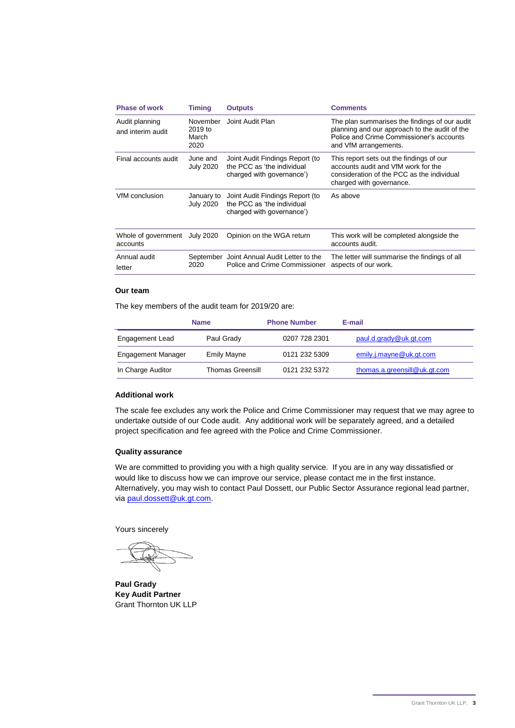| Phase of work | Timing | Outputs | Comments |
| --- | --- | --- | --- |
| Audit planning and interim audit | November 2019 to March 2020 | Joint Audit Plan | The plan summarises the findings of our audit planning and our approach to the audit of the Police and Crime Commissioner's accounts and VfM arrangements. |
| Final accounts audit | June and July 2020 | Joint Audit Findings Report (to the PCC as 'the individual charged with governance') | This report sets out the findings of our accounts audit and VfM work for the consideration of the PCC as the individual charged with governance. |
| VfM conclusion | January to July 2020 | Joint Audit Findings Report (to the PCC as 'the individual charged with governance') | As above |
| Whole of government accounts | July 2020 | Opinion on the WGA return | This work will be completed alongside the accounts audit. |
| Annual audit letter | September 2020 | Joint Annual Audit Letter to the Police and Crime Commissioner | The letter will summarise the findings of all aspects of our work. |

**Our team**

The key members of the audit team for 2019/20 are:

| | Name | Phone Number | E-mail |
| --- | --- | --- | --- |
| Engagement Lead | Paul Grady | 0207 728 2301 | paul.d.grady@uk.gt.com |
| Engagement Manager | Emily Mayne | 0121 232 5309 | emily.j.mayne@uk.gt.com |
| In Charge Auditor | Thomas Greensill | 0121 232 5372 | thomas.a.greensill@uk.gt.com |

**Additional work**

The scale fee excludes any work the Police and Crime Commissioner may request that we may agree to undertake outside of our Code audit. Any additional work will be separately agreed, and a detailed project specification and fee agreed with the Police and Crime Commissioner.

**Quality assurance**

We are committed to providing you with a high quality service. If you are in any way dissatisfied or would like to discuss how we can improve our service, please contact me in the first instance. Alternatively, you may wish to contact Paul Dossett, our Public Sector Assurance regional lead partner, via paul.dossett@uk.gt.com.

Yours sincerely

**Paul Grady**
**Key Audit Partner**
Grant Thornton UK LLP